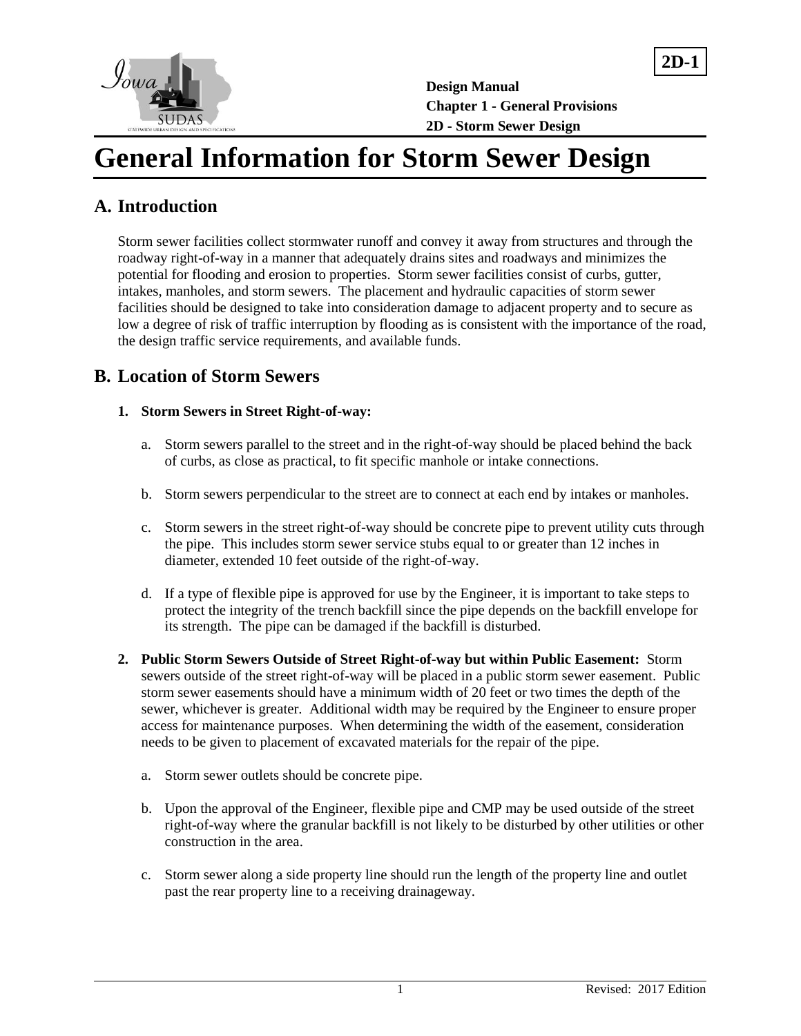# General Information for Storm Sewer Design

## A. Introduction

Storm sewer facilities collect stormwater runoff and convey it away from structures and through the roadway right-of-way in a manner that adequately drains sites and roadways and minimizes the potential for flooding and erosion to properties. Storm sewer facilities consist of curbs, gutter, intakes, manholes, and storm sewers. The placement and hydraulic capacities of storm sewer facilities should be designed to take into consideration damage to adjacent property and to secure as low a degree of risk of traffic interruption by flooding as is consistent with the importance of the road, the design traffic service requirements, and available funds.

## B. Location of Storm Sewers

**1. Storm Sewers in Street Right-of-way:**

a. Storm sewers parallel to the street and in the right-of-way should be placed behind the back of curbs, as close as practical, to fit specific manhole or intake connections.

b. Storm sewers perpendicular to the street are to connect at each end by intakes or manholes.

c. Storm sewers in the street right-of-way should be concrete pipe to prevent utility cuts through the pipe. This includes storm sewer service stubs equal to or greater than 12 inches in diameter, extended 10 feet outside of the right-of-way.

d. If a type of flexible pipe is approved for use by the Engineer, it is important to take steps to protect the integrity of the trench backfill since the pipe depends on the backfill envelope for its strength. The pipe can be damaged if the backfill is disturbed.

**2. Public Storm Sewers Outside of Street Right-of-way but within Public Easement:** Storm sewers outside of the street right-of-way will be placed in a public storm sewer easement. Public storm sewer easements should have a minimum width of 20 feet or two times the depth of the sewer, whichever is greater. Additional width may be required by the Engineer to ensure proper access for maintenance purposes. When determining the width of the easement, consideration needs to be given to placement of excavated materials for the repair of the pipe.

a. Storm sewer outlets should be concrete pipe.

b. Upon the approval of the Engineer, flexible pipe and CMP may be used outside of the street right-of-way where the granular backfill is not likely to be disturbed by other utilities or other construction in the area.

c. Storm sewer along a side property line should run the length of the property line and outlet past the rear property line to a receiving drainageway.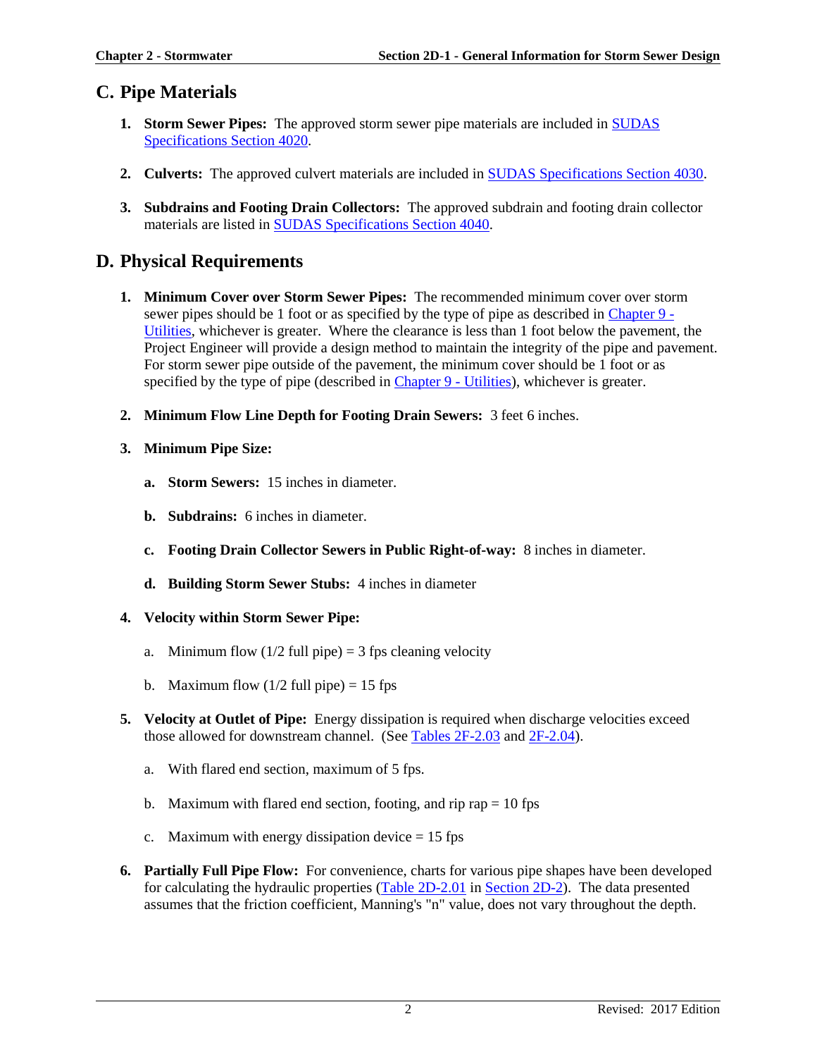## C. Pipe Materials

1. **Storm Sewer Pipes:** The approved storm sewer pipe materials are included in SUDAS Specifications Section 4020.

2. **Culverts:** The approved culvert materials are included in SUDAS Specifications Section 4030.

3. **Subdrains and Footing Drain Collectors:** The approved subdrain and footing drain collector materials are listed in SUDAS Specifications Section 4040.

## D. Physical Requirements

1. **Minimum Cover over Storm Sewer Pipes:** The recommended minimum cover over storm sewer pipes should be 1 foot or as specified by the type of pipe as described in Chapter 9 - Utilities, whichever is greater. Where the clearance is less than 1 foot below the pavement, the Project Engineer will provide a design method to maintain the integrity of the pipe and pavement. For storm sewer pipe outside of the pavement, the minimum cover should be 1 foot or as specified by the type of pipe (described in Chapter 9 - Utilities), whichever is greater.

2. **Minimum Flow Line Depth for Footing Drain Sewers:** 3 feet 6 inches.

3. **Minimum Pipe Size:**

   a. **Storm Sewers:** 15 inches in diameter.

   b. **Subdrains:** 6 inches in diameter.

   c. **Footing Drain Collector Sewers in Public Right-of-way:** 8 inches in diameter.

   d. **Building Storm Sewer Stubs:** 4 inches in diameter

4. **Velocity within Storm Sewer Pipe:**

   a. Minimum flow (1/2 full pipe) = 3 fps cleaning velocity

   b. Maximum flow (1/2 full pipe) = 15 fps

5. **Velocity at Outlet of Pipe:** Energy dissipation is required when discharge velocities exceed those allowed for downstream channel. (See Tables 2F-2.03 and 2F-2.04).

   a. With flared end section, maximum of 5 fps.

   b. Maximum with flared end section, footing, and rip rap = 10 fps

   c. Maximum with energy dissipation device = 15 fps

6. **Partially Full Pipe Flow:** For convenience, charts for various pipe shapes have been developed for calculating the hydraulic properties (Table 2D-2.01 in Section 2D-2). The data presented assumes that the friction coefficient, Manning's "n" value, does not vary throughout the depth.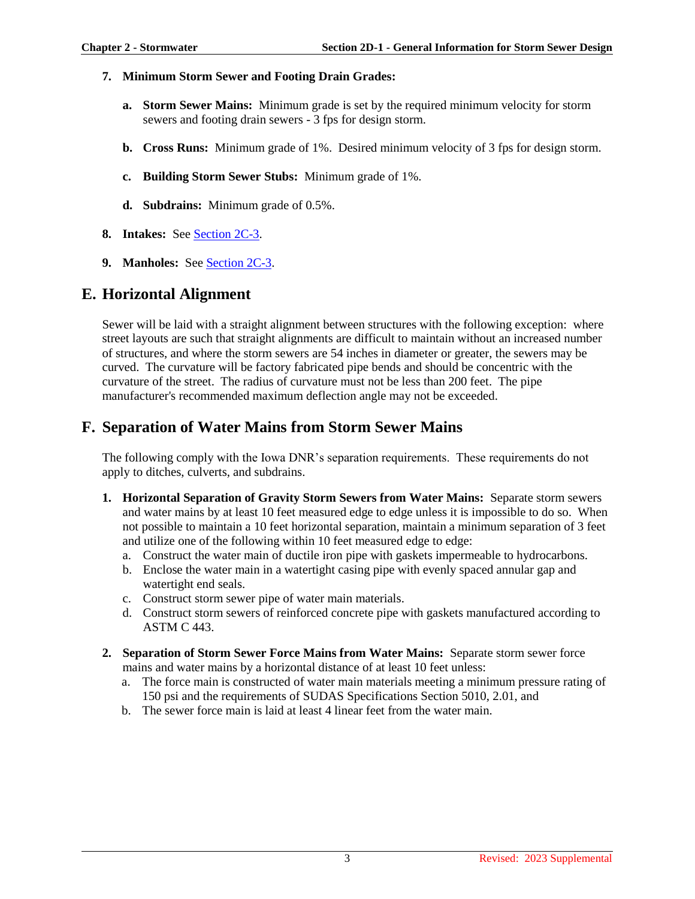7. **Minimum Storm Sewer and Footing Drain Grades:**

   a. **Storm Sewer Mains:** Minimum grade is set by the required minimum velocity for storm sewers and footing drain sewers - 3 fps for design storm.

   b. **Cross Runs:** Minimum grade of 1%. Desired minimum velocity of 3 fps for design storm.

   c. **Building Storm Sewer Stubs:** Minimum grade of 1%.

   d. **Subdrains:** Minimum grade of 0.5%.

8. **Intakes:** See Section 2C-3.

9. **Manholes:** See Section 2C-3.

## E. Horizontal Alignment

Sewer will be laid with a straight alignment between structures with the following exception: where street layouts are such that straight alignments are difficult to maintain without an increased number of structures, and where the storm sewers are 54 inches in diameter or greater, the sewers may be curved. The curvature will be factory fabricated pipe bends and should be concentric with the curvature of the street. The radius of curvature must not be less than 200 feet. The pipe manufacturer's recommended maximum deflection angle may not be exceeded.

## F. Separation of Water Mains from Storm Sewer Mains

The following comply with the Iowa DNR's separation requirements. These requirements do not apply to ditches, culverts, and subdrains.

1. **Horizontal Separation of Gravity Storm Sewers from Water Mains:** Separate storm sewers and water mains by at least 10 feet measured edge to edge unless it is impossible to do so. When not possible to maintain a 10 feet horizontal separation, maintain a minimum separation of 3 feet and utilize one of the following within 10 feet measured edge to edge:
   a. Construct the water main of ductile iron pipe with gaskets impermeable to hydrocarbons.
   b. Enclose the water main in a watertight casing pipe with evenly spaced annular gap and watertight end seals.
   c. Construct storm sewer pipe of water main materials.
   d. Construct storm sewers of reinforced concrete pipe with gaskets manufactured according to ASTM C 443.

2. **Separation of Storm Sewer Force Mains from Water Mains:** Separate storm sewer force mains and water mains by a horizontal distance of at least 10 feet unless:
   a. The force main is constructed of water main materials meeting a minimum pressure rating of 150 psi and the requirements of SUDAS Specifications Section 5010, 2.01, and
   b. The sewer force main is laid at least 4 linear feet from the water main.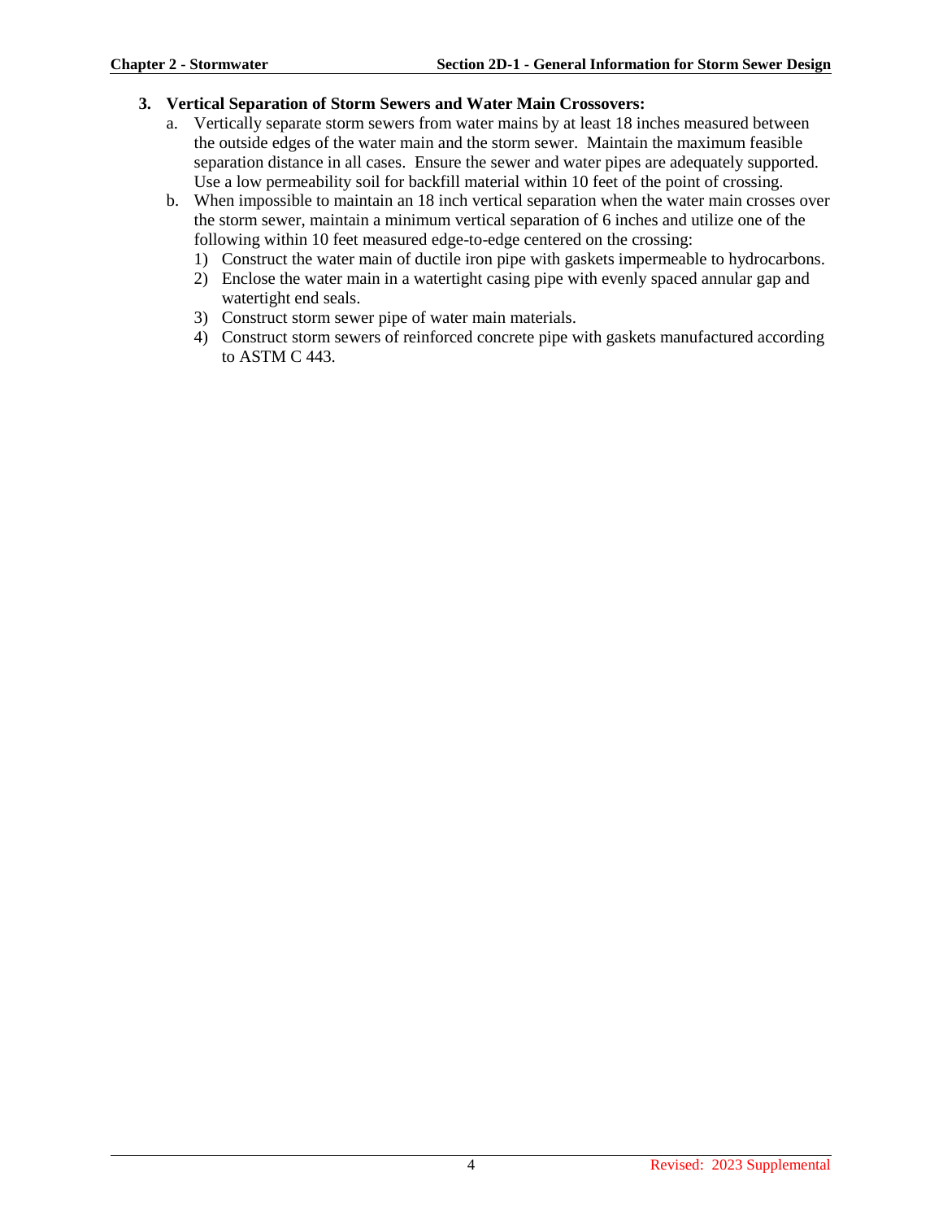**3. Vertical Separation of Storm Sewers and Water Main Crossovers:**

a. Vertically separate storm sewers from water mains by at least 18 inches measured between the outside edges of the water main and the storm sewer. Maintain the maximum feasible separation distance in all cases. Ensure the sewer and water pipes are adequately supported. Use a low permeability soil for backfill material within 10 feet of the point of crossing.

b. When impossible to maintain an 18 inch vertical separation when the water main crosses over the storm sewer, maintain a minimum vertical separation of 6 inches and utilize one of the following within 10 feet measured edge-to-edge centered on the crossing:

   1) Construct the water main of ductile iron pipe with gaskets impermeable to hydrocarbons.
   2) Enclose the water main in a watertight casing pipe with evenly spaced annular gap and watertight end seals.
   3) Construct storm sewer pipe of water main materials.
   4) Construct storm sewers of reinforced concrete pipe with gaskets manufactured according to ASTM C 443.